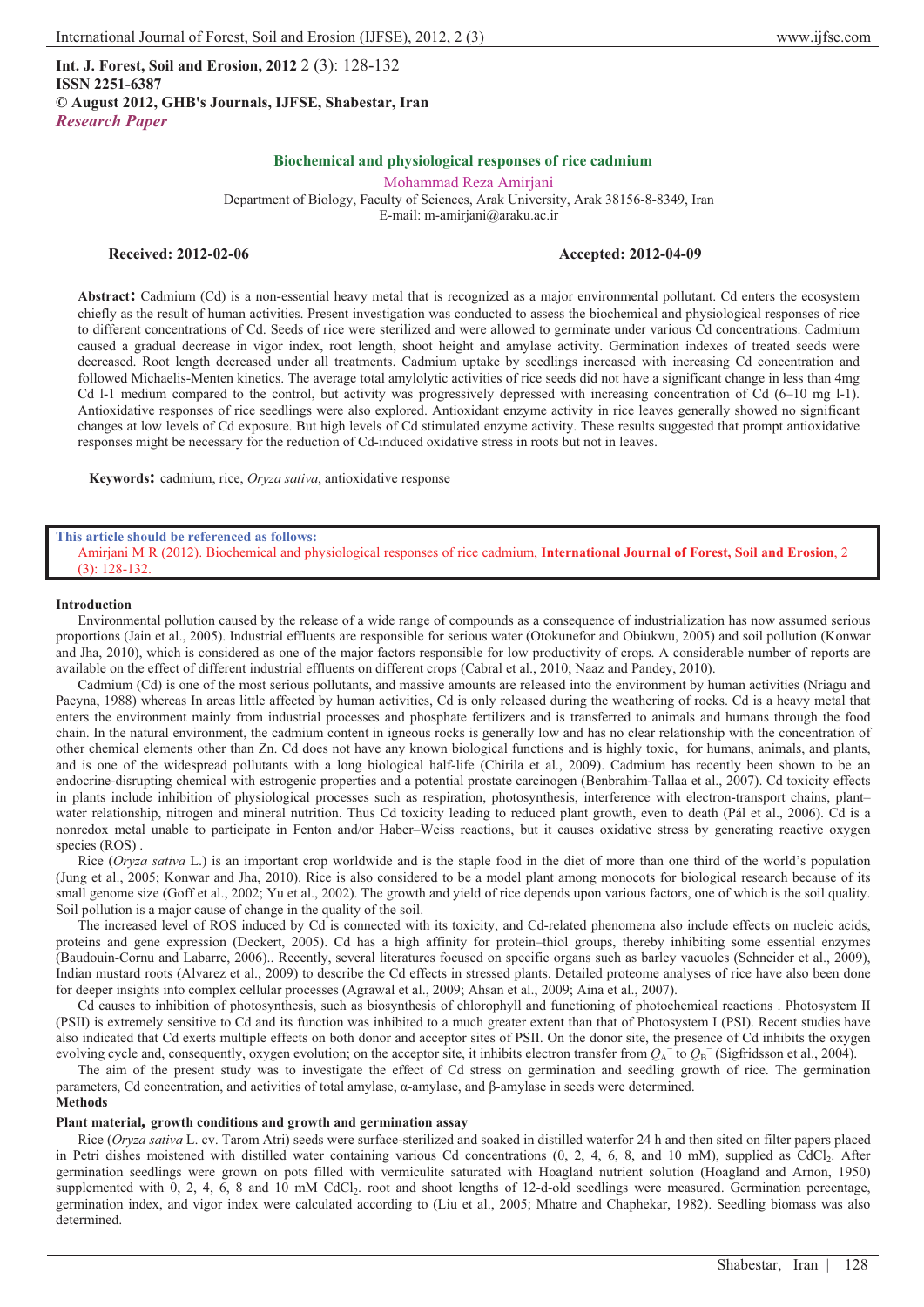**Int. J. Forest, Soil and Erosion, 2012** 2 (3): 128-132
**ISSN 2251-6387**
**© August 2012, GHB's Journals, IJFSE, Shabestar, Iran**
***Research Paper***

# Biochemical and physiological responses of rice cadmium

Mohammad Reza Amirjani

Department of Biology, Faculty of Sciences, Arak University, Arak 38156-8-8349, Iran
E-mail: m-amirjani@araku.ac.ir

**Received: 2012-02-06** **Accepted: 2012-04-09**

**Abstract:** Cadmium (Cd) is a non-essential heavy metal that is recognized as a major environmental pollutant. Cd enters the ecosystem chiefly as the result of human activities. Present investigation was conducted to assess the biochemical and physiological responses of rice to different concentrations of Cd. Seeds of rice were sterilized and were allowed to germinate under various Cd concentrations. Cadmium caused a gradual decrease in vigor index, root length, shoot height and amylase activity. Germination indexes of treated seeds were decreased. Root length decreased under all treatments. Cadmium uptake by seedlings increased with increasing Cd concentration and followed Michaelis-Menten kinetics. The average total amylolytic activities of rice seeds did not have a significant change in less than 4mg Cd l-1 medium compared to the control, but activity was progressively depressed with increasing concentration of Cd (6–10 mg l-1). Antioxidative responses of rice seedlings were also explored. Antioxidant enzyme activity in rice leaves generally showed no significant changes at low levels of Cd exposure. But high levels of Cd stimulated enzyme activity. These results suggested that prompt antioxidative responses might be necessary for the reduction of Cd-induced oxidative stress in roots but not in leaves.

**Keywords:** cadmium, rice, *Oryza sativa*, antioxidative response

**This article should be referenced as follows:**
Amirjani M R (2012). Biochemical and physiological responses of rice cadmium, **International Journal of Forest, Soil and Erosion**, 2 (3): 128-132.

## Introduction

Environmental pollution caused by the release of a wide range of compounds as a consequence of industrialization has now assumed serious proportions (Jain et al., 2005). Industrial effluents are responsible for serious water (Otokunefor and Obiukwu, 2005) and soil pollution (Konwar and Jha, 2010), which is considered as one of the major factors responsible for low productivity of crops. A considerable number of reports are available on the effect of different industrial effluents on different crops (Cabral et al., 2010; Naaz and Pandey, 2010).

Cadmium (Cd) is one of the most serious pollutants, and massive amounts are released into the environment by human activities (Nriagu and Pacyna, 1988) whereas In areas little affected by human activities, Cd is only released during the weathering of rocks. Cd is a heavy metal that enters the environment mainly from industrial processes and phosphate fertilizers and is transferred to animals and humans through the food chain. In the natural environment, the cadmium content in igneous rocks is generally low and has no clear relationship with the concentration of other chemical elements other than Zn. Cd does not have any known biological functions and is highly toxic, for humans, animals, and plants, and is one of the widespread pollutants with a long biological half-life (Chirila et al., 2009). Cadmium has recently been shown to be an endocrine-disrupting chemical with estrogenic properties and a potential prostate carcinogen (Benbrahim-Tallaa et al., 2007). Cd toxicity effects in plants include inhibition of physiological processes such as respiration, photosynthesis, interference with electron-transport chains, plant–water relationship, nitrogen and mineral nutrition. Thus Cd toxicity leading to reduced plant growth, even to death (Pál et al., 2006). Cd is a nonredox metal unable to participate in Fenton and/or Haber–Weiss reactions, but it causes oxidative stress by generating reactive oxygen species (ROS) .

Rice (*Oryza sativa* L.) is an important crop worldwide and is the staple food in the diet of more than one third of the world's population (Jung et al., 2005; Konwar and Jha, 2010). Rice is also considered to be a model plant among monocots for biological research because of its small genome size (Goff et al., 2002; Yu et al., 2002). The growth and yield of rice depends upon various factors, one of which is the soil quality. Soil pollution is a major cause of change in the quality of the soil.

The increased level of ROS induced by Cd is connected with its toxicity, and Cd-related phenomena also include effects on nucleic acids, proteins and gene expression (Deckert, 2005). Cd has a high affinity for protein–thiol groups, thereby inhibiting some essential enzymes (Baudouin-Cornu and Labarre, 2006).. Recently, several literatures focused on specific organs such as barley vacuoles (Schneider et al., 2009), Indian mustard roots (Alvarez et al., 2009) to describe the Cd effects in stressed plants. Detailed proteome analyses of rice have also been done for deeper insights into complex cellular processes (Agrawal et al., 2009; Ahsan et al., 2009; Aina et al., 2007).

Cd causes to inhibition of photosynthesis, such as biosynthesis of chlorophyll and functioning of photochemical reactions . Photosystem II (PSII) is extremely sensitive to Cd and its function was inhibited to a much greater extent than that of Photosystem I (PSI). Recent studies have also indicated that Cd exerts multiple effects on both donor and acceptor sites of PSII. On the donor site, the presence of Cd inhibits the oxygen evolving cycle and, consequently, oxygen evolution; on the acceptor site, it inhibits electron transfer from $Q_A^-$ to $Q_B^-$ (Sigfridsson et al., 2004).

The aim of the present study was to investigate the effect of Cd stress on germination and seedling growth of rice. The germination parameters, Cd concentration, and activities of total amylase, α-amylase, and β-amylase in seeds were determined.

## Methods

### Plant material, growth conditions and growth and germination assay

Rice (*Oryza sativa* L. cv. Tarom Atri) seeds were surface-sterilized and soaked in distilled waterfor 24 h and then sited on filter papers placed in Petri dishes moistened with distilled water containing various Cd concentrations (0, 2, 4, 6, 8, and 10 mM), supplied as $CdCl_2$. After germination seedlings were grown on pots filled with vermiculite saturated with Hoagland nutrient solution (Hoagland and Arnon, 1950) supplemented with 0, 2, 4, 6, 8 and 10 mM $CdCl_2$. root and shoot lengths of 12-d-old seedlings were measured. Germination percentage, germination index, and vigor index were calculated according to (Liu et al., 2005; Mhatre and Chaphekar, 1982). Seedling biomass was also determined.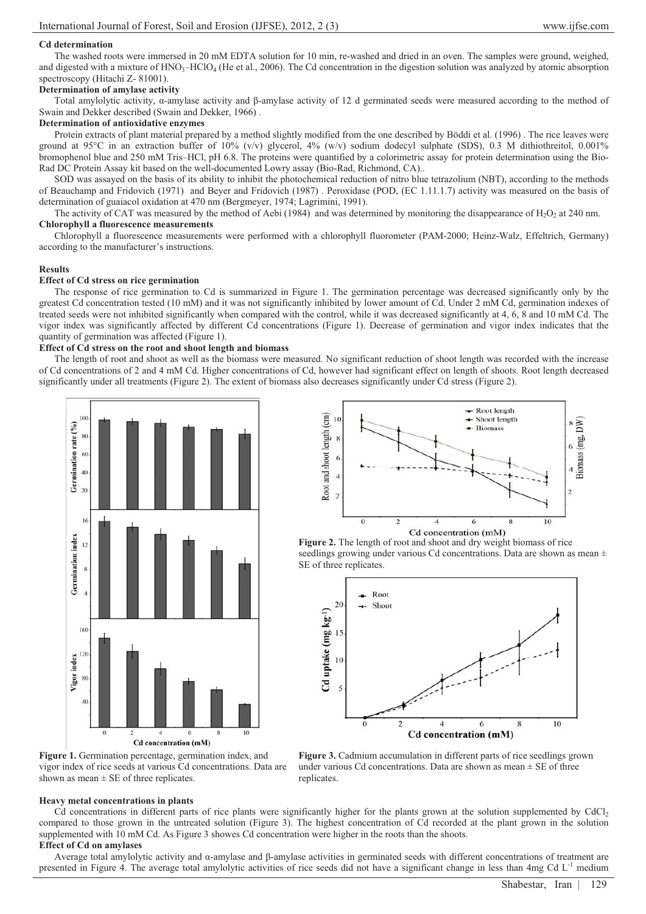**Cd determination**

The washed roots were immersed in 20 mM EDTA solution for 10 min, re-washed and dried in an oven. The samples were ground, weighed, and digested with a mixture of $HNO_3$–$HClO_4$ (He et al., 2006). The Cd concentration in the digestion solution was analyzed by atomic absorption spectroscopy (Hitachi Z- 81001).

**Determination of amylase activity**

Total amylolytic activity, α-amylase activity and β-amylase activity of 12 d germinated seeds were measured according to the method of Swain and Dekker described (Swain and Dekker, 1966) .

**Determination of antioxidative enzymes**

Protein extracts of plant material prepared by a method slightly modified from the one described by Böddi et al. (1996) . The rice leaves were ground at 95°C in an extraction buffer of 10% (v/v) glycerol, 4% (w/v) sodium dodecyl sulphate (SDS), 0.3 M dithiothreitol, 0.001% bromophenol blue and 250 mM Tris–HCl, pH 6.8. The proteins were quantified by a colorimetric assay for protein determination using the Bio-Rad DC Protein Assay kit based on the well-documented Lowry assay (Bio-Rad, Richmond, CA)..

SOD was assayed on the basis of its ability to inhibit the photochemical reduction of nitro blue tetrazolium (NBT), according to the methods of Beauchamp and Fridovich (1971) and Beyer and Fridovich (1987) . Peroxidase (POD, (EC 1.11.1.7) activity was measured on the basis of determination of guaiacol oxidation at 470 nm (Bergmeyer, 1974; Lagrimini, 1991).

The activity of CAT was measured by the method of Aebi (1984) and was determined by monitoring the disappearance of $H_2O_2$ at 240 nm.

**Chlorophyll a fluorescence measurements**

Chlorophyll a fluorescence measurements were performed with a chlorophyll fluorometer (PAM-2000; Heinz-Walz, Effeltrich, Germany) according to the manufacturer's instructions.

## Results

**Effect of Cd stress on rice germination**

The response of rice germination to Cd is summarized in Figure 1. The germination percentage was decreased significantly only by the greatest Cd concentration tested (10 mM) and it was not significantly inhibited by lower amount of Cd. Under 2 mM Cd, germination indexes of treated seeds were not inhibited significantly when compared with the control, while it was decreased significantly at 4, 6, 8 and 10 mM Cd. The vigor index was significantly affected by different Cd concentrations (Figure 1). Decrease of germination and vigor index indicates that the quantity of germination was affected (Figure 1).

**Effect of Cd stress on the root and shoot length and biomass**

The length of root and shoot as well as the biomass were measured. No significant reduction of shoot length was recorded with the increase of Cd concentrations of 2 and 4 mM Cd. Higher concentrations of Cd, however had significant effect on length of shoots. Root length decreased significantly under all treatments (Figure 2). The extent of biomass also decreases significantly under Cd stress (Figure 2).

**Figure 1.** Germination percentage, germination index, and vigor index of rice seeds at various Cd concentrations. Data are shown as mean ± SE of three replicates.

**Figure 2.** The length of root and shoot and dry weight biomass of rice seedlings growing under various Cd concentrations. Data are shown as mean ± SE of three replicates.

**Figure 3.** Cadmium accumulation in different parts of rice seedlings grown under various Cd concentrations. Data are shown as mean ± SE of three replicates.

**Heavy metal concentrations in plants**

Cd concentrations in different parts of rice plants were significantly higher for the plants grown at the solution supplemented by $CdCl_2$ compared to those grown in the untreated solution (Figure 3). The highest concentration of Cd recorded at the plant grown in the solution supplemented with 10 mM Cd. As Figure 3 showes Cd concentration were higher in the roots than the shoots.

**Effect of Cd on amylases**

Average total amylolytic activity and α-amylase and β-amylase activities in germinated seeds with different concentrations of treatment are presented in Figure 4. The average total amylolytic activities of rice seeds did not have a significant change in less than 4mg Cd $L^{-1}$ medium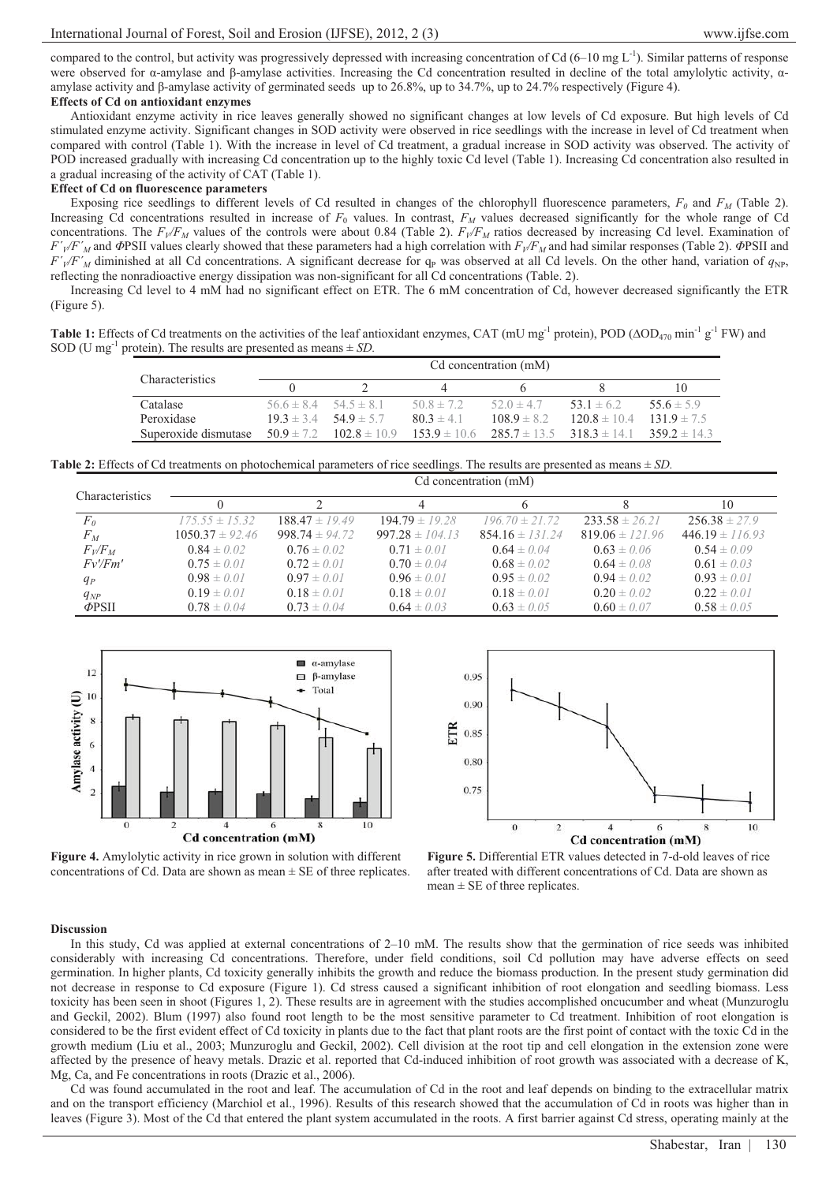compared to the control, but activity was progressively depressed with increasing concentration of Cd (6–10 mg $L^{-1}$). Similar patterns of response were observed for α-amylase and β-amylase activities. Increasing the Cd concentration resulted in decline of the total amylolytic activity, α-amylase activity and β-amylase activity of germinated seeds up to 26.8%, up to 34.7%, up to 24.7% respectively (Figure 4).

**Effects of Cd on antioxidant enzymes**

Antioxidant enzyme activity in rice leaves generally showed no significant changes at low levels of Cd exposure. But high levels of Cd stimulated enzyme activity. Significant changes in SOD activity were observed in rice seedlings with the increase in level of Cd treatment when compared with control (Table 1). With the increase in level of Cd treatment, a gradual increase in SOD activity was observed. The activity of POD increased gradually with increasing Cd concentration up to the highly toxic Cd level (Table 1). Increasing Cd concentration also resulted in a gradual increasing of the activity of CAT (Table 1).

**Effect of Cd on fluorescence parameters**

Exposing rice seedlings to different levels of Cd resulted in changes of the chlorophyll fluorescence parameters, $F_0$ and $F_M$ (Table 2). Increasing Cd concentrations resulted in increase of $F_0$ values. In contrast, $F_M$ values decreased significantly for the whole range of Cd concentrations. The $F_V/F_M$ values of the controls were about 0.84 (Table 2). $F_V/F_M$ ratios decreased by increasing Cd level. Examination of $F'_V/F'_M$ and ΦPSII values clearly showed that these parameters had a high correlation with $F_V/F_M$ and had similar responses (Table 2). ΦPSII and $F'_V/F'_M$ diminished at all Cd concentrations. A significant decrease for $q_P$ was observed at all Cd levels. On the other hand, variation of $q_{NP}$, reflecting the nonradioactive energy dissipation was non-significant for all Cd concentrations (Table. 2).

Increasing Cd level to 4 mM had no significant effect on ETR. The 6 mM concentration of Cd, however decreased significantly the ETR (Figure 5).

**Table 1:** Effects of Cd treatments on the activities of the leaf antioxidant enzymes, CAT (mU $mg^{-1}$ protein), POD ($\Delta OD_{470}$ $min^{-1}$ $g^{-1}$ FW) and SOD (U $mg^{-1}$ protein). The results are presented as means ± *SD*.

| Characteristics | Cd concentration (mM) | | | | | |
|---|---|---|---|---|---|---|
| | 0 | 2 | 4 | 6 | 8 | 10 |
| Catalase | 56.6 ± 8.4 | 54.5 ± 8.1 | 50.8 ± 7.2 | 52.0 ± 4.7 | 53.1 ± 6.2 | 55.6 ± 5.9 |
| Peroxidase | 19.3 ± 3.4 | 54.9 ± 5.7 | 80.3 ± 4.1 | 108.9 ± 8.2 | 120.8 ± 10.4 | 131.9 ± 7.5 |
| Superoxide dismutase | 50.9 ± 7.2 | 102.8 ± 10.9 | 153.9 ± 10.6 | 285.7 ± 13.5 | 318.3 ± 14.1 | 359.2 ± 14.3 |

**Table 2:** Effects of Cd treatments on photochemical parameters of rice seedlings. The results are presented as means ± *SD*.

| Characteristics | Cd concentration (mM) | | | | | |
|---|---|---|---|---|---|---|
| | 0 | 2 | 4 | 6 | 8 | 10 |
| $F_0$ | 175.55 ± 15.32 | 188.47 ± 19.49 | 194.79 ± 19.28 | 196.70 ± 21.72 | 233.58 ± 26.21 | 256.38 ± 27.9 |
| $F_M$ | 1050.37 ± 92.46 | 998.74 ± 94.72 | 997.28 ± 104.13 | 854.16 ± 131.24 | 819.06 ± 121.96 | 446.19 ± 116.93 |
| $F_V/F_M$ | 0.84 ± 0.02 | 0.76 ± 0.02 | 0.71 ± 0.01 | 0.64 ± 0.04 | 0.63 ± 0.06 | 0.54 ± 0.09 |
| $Fv'/Fm'$ | 0.75 ± 0.01 | 0.72 ± 0.01 | 0.70 ± 0.04 | 0.68 ± 0.02 | 0.64 ± 0.08 | 0.61 ± 0.03 |
| $q_P$ | 0.98 ± 0.01 | 0.97 ± 0.01 | 0.96 ± 0.01 | 0.95 ± 0.02 | 0.94 ± 0.02 | 0.93 ± 0.01 |
| $q_{NP}$ | 0.19 ± 0.01 | 0.18 ± 0.01 | 0.18 ± 0.01 | 0.18 ± 0.01 | 0.20 ± 0.02 | 0.22 ± 0.01 |
| ΦPSII | 0.78 ± 0.04 | 0.73 ± 0.04 | 0.64 ± 0.03 | 0.63 ± 0.05 | 0.60 ± 0.07 | 0.58 ± 0.05 |

**Figure 4.** Amylolytic activity in rice grown in solution with different concentrations of Cd. Data are shown as mean ± SE of three replicates.

**Figure 5.** Differential ETR values detected in 7-d-old leaves of rice after treated with different concentrations of Cd. Data are shown as mean ± SE of three replicates.

**Discussion**

In this study, Cd was applied at external concentrations of 2–10 mM. The results show that the germination of rice seeds was inhibited considerably with increasing Cd concentrations. Therefore, under field conditions, soil Cd pollution may have adverse effects on seed germination. In higher plants, Cd toxicity generally inhibits the growth and reduce the biomass production. In the present study germination did not decrease in response to Cd exposure (Figure 1). Cd stress caused a significant inhibition of root elongation and seedling biomass. Less toxicity has been seen in shoot (Figures 1, 2). These results are in agreement with the studies accomplished oncucumber and wheat (Munzuroglu and Geckil, 2002). Blum (1997) also found root length to be the most sensitive parameter to Cd treatment. Inhibition of root elongation is considered to be the first evident effect of Cd toxicity in plants due to the fact that plant roots are the first point of contact with the toxic Cd in the growth medium (Liu et al., 2003; Munzuroglu and Geckil, 2002). Cell division at the root tip and cell elongation in the extension zone were affected by the presence of heavy metals. Drazic et al. reported that Cd-induced inhibition of root growth was associated with a decrease of K, Mg, Ca, and Fe concentrations in roots (Drazic et al., 2006).

Cd was found accumulated in the root and leaf. The accumulation of Cd in the root and leaf depends on binding to the extracellular matrix and on the transport efficiency (Marchiol et al., 1996). Results of this research showed that the accumulation of Cd in roots was higher than in leaves (Figure 3). Most of the Cd that entered the plant system accumulated in the roots. A first barrier against Cd stress, operating mainly at the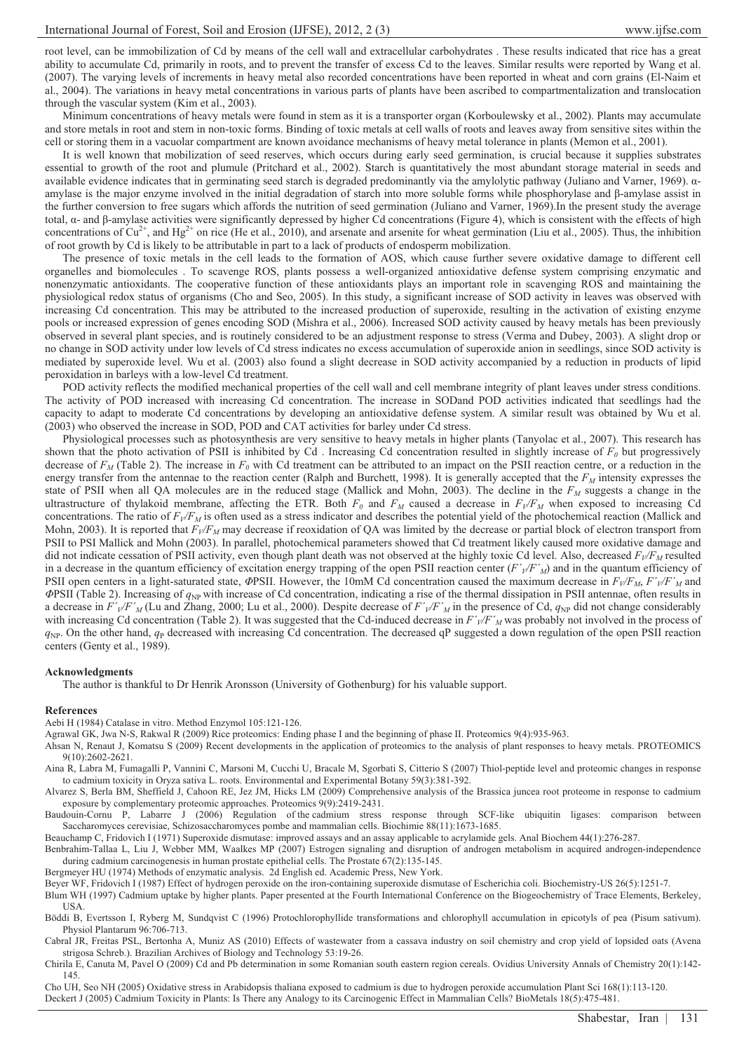root level, can be immobilization of Cd by means of the cell wall and extracellular carbohydrates . These results indicated that rice has a great ability to accumulate Cd, primarily in roots, and to prevent the transfer of excess Cd to the leaves. Similar results were reported by Wang et al. (2007). The varying levels of increments in heavy metal also recorded concentrations have been reported in wheat and corn grains (El-Naim et al., 2004). The variations in heavy metal concentrations in various parts of plants have been ascribed to compartmentalization and translocation through the vascular system (Kim et al., 2003).

Minimum concentrations of heavy metals were found in stem as it is a transporter organ (Korboulewsky et al., 2002). Plants may accumulate and store metals in root and stem in non-toxic forms. Binding of toxic metals at cell walls of roots and leaves away from sensitive sites within the cell or storing them in a vacuolar compartment are known avoidance mechanisms of heavy metal tolerance in plants (Memon et al., 2001).

It is well known that mobilization of seed reserves, which occurs during early seed germination, is crucial because it supplies substrates essential to growth of the root and plumule (Pritchard et al., 2002). Starch is quantitatively the most abundant storage material in seeds and available evidence indicates that in germinating seed starch is degraded predominantly via the amylolytic pathway (Juliano and Varner, 1969). α-amylase is the major enzyme involved in the initial degradation of starch into more soluble forms while phosphorylase and β-amylase assist in the further conversion to free sugars which affords the nutrition of seed germination (Juliano and Varner, 1969).In the present study the average total, α- and β-amylase activities were significantly depressed by higher Cd concentrations (Figure 4), which is consistent with the effects of high concentrations of $Cu^{2+}$, and $Hg^{2+}$ on rice (He et al., 2010), and arsenate and arsenite for wheat germination (Liu et al., 2005). Thus, the inhibition of root growth by Cd is likely to be attributable in part to a lack of products of endosperm mobilization.

The presence of toxic metals in the cell leads to the formation of AOS, which cause further severe oxidative damage to different cell organelles and biomolecules . To scavenge ROS, plants possess a well-organized antioxidative defense system comprising enzymatic and nonenzymatic antioxidants. The cooperative function of these antioxidants plays an important role in scavenging ROS and maintaining the physiological redox status of organisms (Cho and Seo, 2005). In this study, a significant increase of SOD activity in leaves was observed with increasing Cd concentration. This may be attributed to the increased production of superoxide, resulting in the activation of existing enzyme pools or increased expression of genes encoding SOD (Mishra et al., 2006). Increased SOD activity caused by heavy metals has been previously observed in several plant species, and is routinely considered to be an adjustment response to stress (Verma and Dubey, 2003). A slight drop or no change in SOD activity under low levels of Cd stress indicates no excess accumulation of superoxide anion in seedlings, since SOD activity is mediated by superoxide level. Wu et al. (2003) also found a slight decrease in SOD activity accompanied by a reduction in products of lipid peroxidation in barleys with a low-level Cd treatment.

POD activity reflects the modified mechanical properties of the cell wall and cell membrane integrity of plant leaves under stress conditions. The activity of POD increased with increasing Cd concentration. The increase in SODand POD activities indicated that seedlings had the capacity to adapt to moderate Cd concentrations by developing an antioxidative defense system. A similar result was obtained by Wu et al. (2003) who observed the increase in SOD, POD and CAT activities for barley under Cd stress.

Physiological processes such as photosynthesis are very sensitive to heavy metals in higher plants (Tanyolac et al., 2007). This research has shown that the photo activation of PSII is inhibited by Cd . Increasing Cd concentration resulted in slightly increase of $F_0$ but progressively decrease of $F_M$ (Table 2). The increase in $F_0$ with Cd treatment can be attributed to an impact on the PSII reaction centre, or a reduction in the energy transfer from the antennae to the reaction center (Ralph and Burchett, 1998). It is generally accepted that the $F_M$ intensity expresses the state of PSII when all QA molecules are in the reduced stage (Mallick and Mohn, 2003). The decline in the $F_M$ suggests a change in the ultrastructure of thylakoid membrane, affecting the ETR. Both $F_0$ and $F_M$ caused a decrease in $F_V/F_M$ when exposed to increasing Cd concentrations. The ratio of $F_V/F_M$ is often used as a stress indicator and describes the potential yield of the photochemical reaction (Mallick and Mohn, 2003). It is reported that $F_V/F_M$ may decrease if reoxidation of QA was limited by the decrease or partial block of electron transport from PSII to PSI Mallick and Mohn (2003). In parallel, photochemical parameters showed that Cd treatment likely caused more oxidative damage and did not indicate cessation of PSII activity, even though plant death was not observed at the highly toxic Cd level. Also, decreased $F_V/F_M$ resulted in a decrease in the quantum efficiency of excitation energy trapping of the open PSII reaction center ($F'_V/F'_M$) and in the quantum efficiency of PSII open centers in a light-saturated state, $\Phi$PSII. However, the 10mM Cd concentration caused the maximum decrease in $F_V/F_M$, $F'_V/F'_M$ and $\Phi$PSII (Table 2). Increasing of $q_{NP}$ with increase of Cd concentration, indicating a rise of the thermal dissipation in PSII antennae, often results in a decrease in $F'_V/F'_M$ (Lu and Zhang, 2000; Lu et al., 2000). Despite decrease of $F'_V/F'_M$ in the presence of Cd, $q_{NP}$ did not change considerably with increasing Cd concentration (Table 2). It was suggested that the Cd-induced decrease in $F'_V/F'_M$ was probably not involved in the process of $q_{NP}$. On the other hand, $q_P$ decreased with increasing Cd concentration. The decreased qP suggested a down regulation of the open PSII reaction centers (Genty et al., 1989).

### Acknowledgments

The author is thankful to Dr Henrik Aronsson (University of Gothenburg) for his valuable support.

### References

Aebi H (1984) Catalase in vitro. Method Enzymol 105:121-126.

Agrawal GK, Jwa N-S, Rakwal R (2009) Rice proteomics: Ending phase I and the beginning of phase II. Proteomics 9(4):935-963.

Ahsan N, Renaut J, Komatsu S (2009) Recent developments in the application of proteomics to the analysis of plant responses to heavy metals. PROTEOMICS 9(10):2602-2621.

Aina R, Labra M, Fumagalli P, Vannini C, Marsoni M, Cucchi U, Bracale M, Sgorbati S, Citterio S (2007) Thiol-peptide level and proteomic changes in response to cadmium toxicity in Oryza sativa L. roots. Environmental and Experimental Botany 59(3):381-392.

Alvarez S, Berla BM, Sheffield J, Cahoon RE, Jez JM, Hicks LM (2009) Comprehensive analysis of the Brassica juncea root proteome in response to cadmium exposure by complementary proteomic approaches. Proteomics 9(9):2419-2431.

Baudouin-Cornu P, Labarre J (2006) Regulation of the cadmium stress response through SCF-like ubiquitin ligases: comparison between Saccharomyces cerevisiae, Schizosaccharomyces pombe and mammalian cells. Biochimie 88(11):1673-1685.

Beauchamp C, Fridovich I (1971) Superoxide dismutase: improved assays and an assay applicable to acrylamide gels. Anal Biochem 44(1):276-287.

Benbrahim-Tallaa L, Liu J, Webber MM, Waalkes MP (2007) Estrogen signaling and disruption of androgen metabolism in acquired androgen-independence during cadmium carcinogenesis in human prostate epithelial cells. The Prostate 67(2):135-145.

Bergmeyer HU (1974) Methods of enzymatic analysis. 2d English ed. Academic Press, New York.

Beyer WF, Fridovich I (1987) Effect of hydrogen peroxide on the iron-containing superoxide dismutase of Escherichia coli. Biochemistry-US 26(5):1251-7.

Blum WH (1997) Cadmium uptake by higher plants. Paper presented at the Fourth International Conference on the Biogeochemistry of Trace Elements, Berkeley, USA.

Böddi B, Evertsson I, Ryberg M, Sundqvist C (1996) Protochlorophyllide transformations and chlorophyll accumulation in epicotyls of pea (Pisum sativum). Physiol Plantarum 96:706-713.

Cabral JR, Freitas PSL, Bertonha A, Muniz AS (2010) Effects of wastewater from a cassava industry on soil chemistry and crop yield of lopsided oats (Avena strigosa Schreb.). Brazilian Archives of Biology and Technology 53:19-26.

Chirila E, Canuta M, Pavel O (2009) Cd and Pb determination in some Romanian south eastern region cereals. Ovidius University Annals of Chemistry 20(1):142-145.

Cho UH, Seo NH (2005) Oxidative stress in Arabidopsis thaliana exposed to cadmium is due to hydrogen peroxide accumulation Plant Sci 168(1):113-120.

Deckert J (2005) Cadmium Toxicity in Plants: Is There any Analogy to its Carcinogenic Effect in Mammalian Cells? BioMetals 18(5):475-481.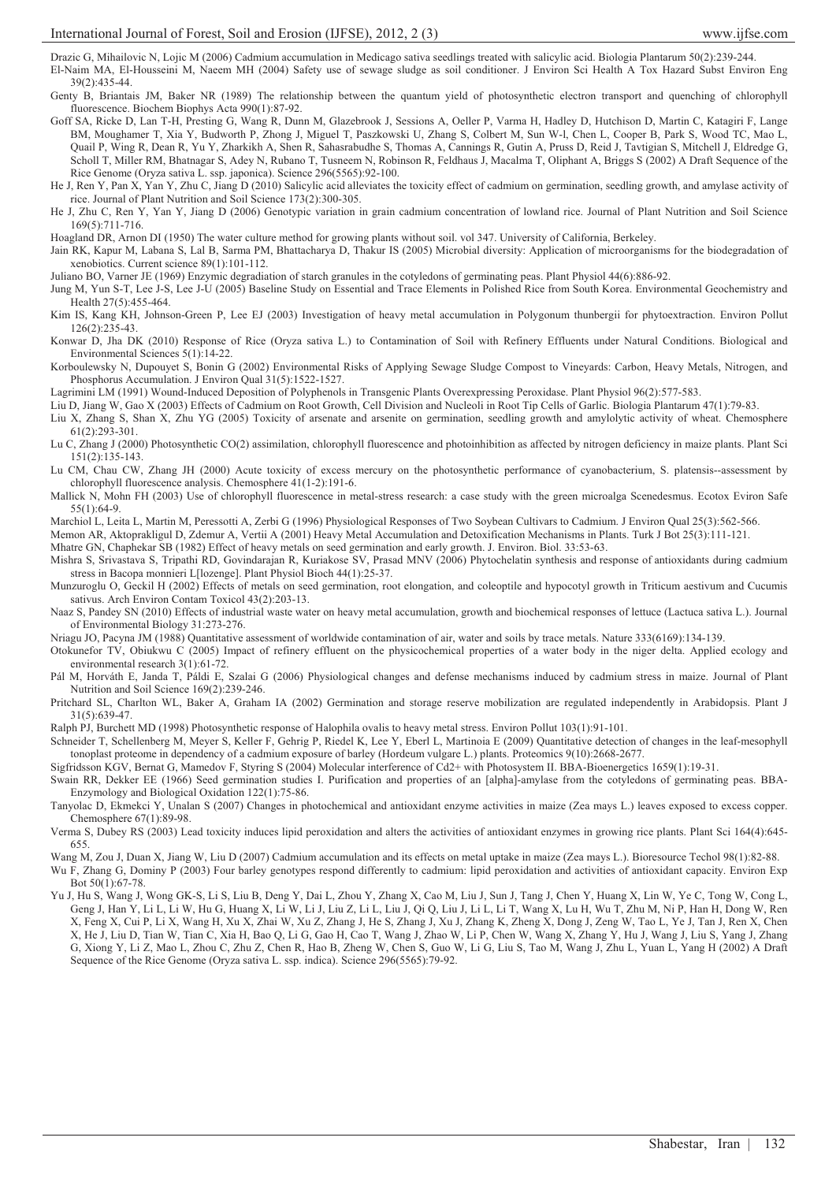Drazic G, Mihailovic N, Lojic M (2006) Cadmium accumulation in Medicago sativa seedlings treated with salicylic acid. Biologia Plantarum 50(2):239-244.

El-Naim MA, El-Housseini M, Naeem MH (2004) Safety use of sewage sludge as soil conditioner. J Environ Sci Health A Tox Hazard Subst Environ Eng 39(2):435-44.

Genty B, Briantais JM, Baker NR (1989) The relationship between the quantum yield of photosynthetic electron transport and quenching of chlorophyll fluorescence. Biochem Biophys Acta 990(1):87-92.

Goff SA, Ricke D, Lan T-H, Presting G, Wang R, Dunn M, Glazebrook J, Sessions A, Oeller P, Varma H, Hadley D, Hutchison D, Martin C, Katagiri F, Lange BM, Moughamer T, Xia Y, Budworth P, Zhong J, Miguel T, Paszkowski U, Zhang S, Colbert M, Sun W-l, Chen L, Cooper B, Park S, Wood TC, Mao L, Quail P, Wing R, Dean R, Yu Y, Zharkikh A, Shen R, Sahasrabudhe S, Thomas A, Cannings R, Gutin A, Pruss D, Reid J, Tavtigian S, Mitchell J, Eldredge G, Scholl T, Miller RM, Bhatnagar S, Adey N, Rubano T, Tusneem N, Robinson R, Feldhaus J, Macalma T, Oliphant A, Briggs S (2002) A Draft Sequence of the Rice Genome (Oryza sativa L. ssp. japonica). Science 296(5565):92-100.

He J, Ren Y, Pan X, Yan Y, Zhu C, Jiang D (2010) Salicylic acid alleviates the toxicity effect of cadmium on germination, seedling growth, and amylase activity of rice. Journal of Plant Nutrition and Soil Science 173(2):300-305.

He J, Zhu C, Ren Y, Yan Y, Jiang D (2006) Genotypic variation in grain cadmium concentration of lowland rice. Journal of Plant Nutrition and Soil Science 169(5):711-716.

Hoagland DR, Arnon DI (1950) The water culture method for growing plants without soil. vol 347. University of California, Berkeley.

Jain RK, Kapur M, Labana S, Lal B, Sarma PM, Bhattacharya D, Thakur IS (2005) Microbial diversity: Application of microorganisms for the biodegradation of xenobiotics. Current science 89(1):101-112.

Juliano BO, Varner JE (1969) Enzymic degradiation of starch granules in the cotyledons of germinating peas. Plant Physiol 44(6):886-92.

Jung M, Yun S-T, Lee J-S, Lee J-U (2005) Baseline Study on Essential and Trace Elements in Polished Rice from South Korea. Environmental Geochemistry and Health 27(5):455-464.

Kim IS, Kang KH, Johnson-Green P, Lee EJ (2003) Investigation of heavy metal accumulation in Polygonum thunbergii for phytoextraction. Environ Pollut 126(2):235-43.

Konwar D, Jha DK (2010) Response of Rice (Oryza sativa L.) to Contamination of Soil with Refinery Effluents under Natural Conditions. Biological and Environmental Sciences 5(1):14-22.

Korboulewsky N, Dupouyet S, Bonin G (2002) Environmental Risks of Applying Sewage Sludge Compost to Vineyards: Carbon, Heavy Metals, Nitrogen, and Phosphorus Accumulation. J Environ Qual 31(5):1522-1527.

Lagrimini LM (1991) Wound-Induced Deposition of Polyphenols in Transgenic Plants Overexpressing Peroxidase. Plant Physiol 96(2):577-583.

Liu D, Jiang W, Gao X (2003) Effects of Cadmium on Root Growth, Cell Division and Nucleoli in Root Tip Cells of Garlic. Biologia Plantarum 47(1):79-83.

Liu X, Zhang S, Shan X, Zhu YG (2005) Toxicity of arsenate and arsenite on germination, seedling growth and amylolytic activity of wheat. Chemosphere 61(2):293-301.

Lu C, Zhang J (2000) Photosynthetic CO(2) assimilation, chlorophyll fluorescence and photoinhibition as affected by nitrogen deficiency in maize plants. Plant Sci 151(2):135-143.

Lu CM, Chau CW, Zhang JH (2000) Acute toxicity of excess mercury on the photosynthetic performance of cyanobacterium, S. platensis--assessment by chlorophyll fluorescence analysis. Chemosphere 41(1-2):191-6.

Mallick N, Mohn FH (2003) Use of chlorophyll fluorescence in metal-stress research: a case study with the green microalga Scenedesmus. Ecotox Eviron Safe 55(1):64-9.

Marchiol L, Leita L, Martin M, Peressotti A, Zerbi G (1996) Physiological Responses of Two Soybean Cultivars to Cadmium. J Environ Qual 25(3):562-566.

Memon AR, Aktoprakligul D, Zdemur A, Vertii A (2001) Heavy Metal Accumulation and Detoxification Mechanisms in Plants. Turk J Bot 25(3):111-121.

Mhatre GN, Chaphekar SB (1982) Effect of heavy metals on seed germination and early growth. J. Environ. Biol. 33:53-63.

Mishra S, Srivastava S, Tripathi RD, Govindarajan R, Kuriakose SV, Prasad MNV (2006) Phytochelatin synthesis and response of antioxidants during cadmium stress in Bacopa monnieri L[lozenge]. Plant Physiol Bioch 44(1):25-37.

Munzuroglu O, Geckil H (2002) Effects of metals on seed germination, root elongation, and coleoptile and hypocotyl growth in Triticum aestivum and Cucumis sativus. Arch Environ Contam Toxicol 43(2):203-13.

Naaz S, Pandey SN (2010) Effects of industrial waste water on heavy metal accumulation, growth and biochemical responses of lettuce (Lactuca sativa L.). Journal of Environmental Biology 31:273-276.

Nriagu JO, Pacyna JM (1988) Quantitative assessment of worldwide contamination of air, water and soils by trace metals. Nature 333(6169):134-139.

Otokunefor TV, Obiukwu C (2005) Impact of refinery effluent on the physicochemical properties of a water body in the niger delta. Applied ecology and environmental research 3(1):61-72.

Pál M, Horváth E, Janda T, Páldi E, Szalai G (2006) Physiological changes and defense mechanisms induced by cadmium stress in maize. Journal of Plant Nutrition and Soil Science 169(2):239-246.

Pritchard SL, Charlton WL, Baker A, Graham IA (2002) Germination and storage reserve mobilization are regulated independently in Arabidopsis. Plant J 31(5):639-47.

Ralph PJ, Burchett MD (1998) Photosynthetic response of Halophila ovalis to heavy metal stress. Environ Pollut 103(1):91-101.

Schneider T, Schellenberg M, Meyer S, Keller F, Gehrig P, Riedel K, Lee Y, Eberl L, Martinoia E (2009) Quantitative detection of changes in the leaf-mesophyll tonoplast proteome in dependency of a cadmium exposure of barley (Hordeum vulgare L.) plants. Proteomics 9(10):2668-2677.

Sigfridsson KGV, Bernat G, Mamedov F, Styring S (2004) Molecular interference of Cd2+ with Photosystem II. BBA-Bioenergetics 1659(1):19-31.

Swain RR, Dekker EE (1966) Seed germination studies I. Purification and properties of an [alpha]-amylase from the cotyledons of germinating peas. BBA-Enzymology and Biological Oxidation 122(1):75-86.

Tanyolac D, Ekmekci Y, Unalan S (2007) Changes in photochemical and antioxidant enzyme activities in maize (Zea mays L.) leaves exposed to excess copper. Chemosphere 67(1):89-98.

Verma S, Dubey RS (2003) Lead toxicity induces lipid peroxidation and alters the activities of antioxidant enzymes in growing rice plants. Plant Sci 164(4):645-655.

Wang M, Zou J, Duan X, Jiang W, Liu D (2007) Cadmium accumulation and its effects on metal uptake in maize (Zea mays L.). Bioresource Techol 98(1):82-88.

Wu F, Zhang G, Dominy P (2003) Four barley genotypes respond differently to cadmium: lipid peroxidation and activities of antioxidant capacity. Environ Exp Bot 50(1):67-78.

Yu J, Hu S, Wang J, Wong GK-S, Li S, Liu B, Deng Y, Dai L, Zhou Y, Zhang X, Cao M, Liu J, Sun J, Tang J, Chen Y, Huang X, Lin W, Ye C, Tong W, Cong L, Geng J, Han Y, Li L, Li W, Hu G, Huang X, Li W, Li J, Liu Z, Li L, Liu J, Qi Q, Liu J, Li L, Li T, Wang X, Lu H, Wu T, Zhu M, Ni P, Han H, Dong W, Ren X, Feng X, Cui P, Li X, Wang H, Xu X, Zhai W, Xu Z, Zhang J, He S, Zhang J, Xu J, Zhang K, Zheng X, Dong J, Zeng W, Tao L, Ye J, Tan J, Ren X, Chen X, He J, Liu D, Tian W, Tian C, Xia H, Bao Q, Li G, Gao H, Cao T, Wang J, Zhao W, Li P, Chen W, Wang X, Zhang Y, Hu J, Wang J, Liu S, Yang J, Zhang G, Xiong Y, Li Z, Mao L, Zhou C, Zhu Z, Chen R, Hao B, Zheng W, Chen S, Guo W, Li G, Liu S, Tao M, Wang J, Zhu L, Yuan L, Yang H (2002) A Draft Sequence of the Rice Genome (Oryza sativa L. ssp. indica). Science 296(5565):79-92.